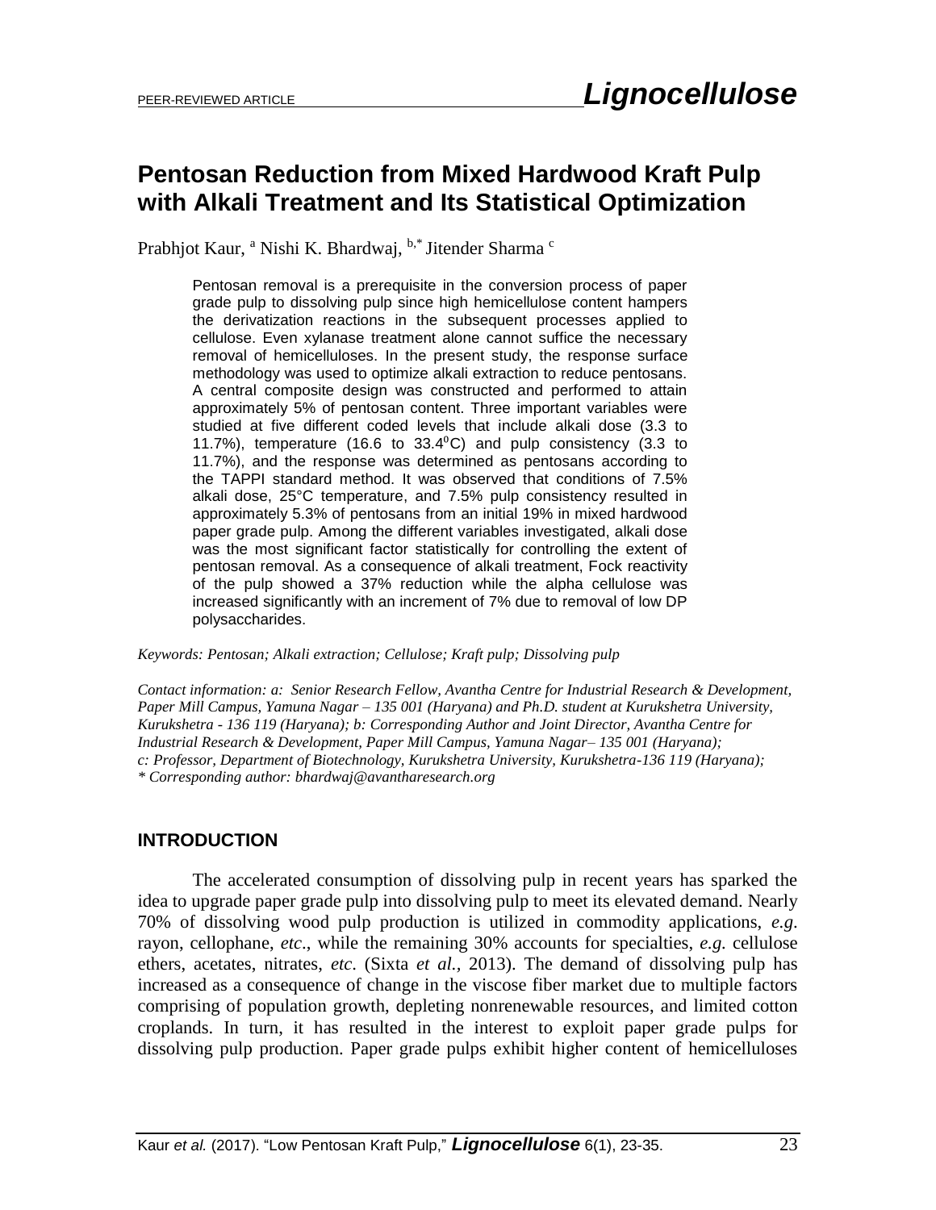PEER-REVIEWED ARTICLE

# Pentosan Reduction from Mixed Hardwood Kraft Pulp with Alkali Treatment and Its Statistical Optimization

Prabhjot Kaur, [a] Nishi K. Bhardwaj, [b,*] Jitender Sharma [c]

Pentosan removal is a prerequisite in the conversion process of paper grade pulp to dissolving pulp since high hemicellulose content hampers the derivatization reactions in the subsequent processes applied to cellulose. Even xylanase treatment alone cannot suffice the necessary removal of hemicelluloses. In the present study, the response surface methodology was used to optimize alkali extraction to reduce pentosans. A central composite design was constructed and performed to attain approximately 5% of pentosan content. Three important variables were studied at five different coded levels that include alkali dose (3.3 to 11.7%), temperature (16.6 to 33.4°C) and pulp consistency (3.3 to 11.7%), and the response was determined as pentosans according to the TAPPI standard method. It was observed that conditions of 7.5% alkali dose, 25°C temperature, and 7.5% pulp consistency resulted in approximately 5.3% of pentosans from an initial 19% in mixed hardwood paper grade pulp. Among the different variables investigated, alkali dose was the most significant factor statistically for controlling the extent of pentosan removal. As a consequence of alkali treatment, Fock reactivity of the pulp showed a 37% reduction while the alpha cellulose was increased significantly with an increment of 7% due to removal of low DP polysaccharides.

*Keywords: Pentosan; Alkali extraction; Cellulose; Kraft pulp; Dissolving pulp*

*Contact information: a: Senior Research Fellow, Avantha Centre for Industrial Research & Development, Paper Mill Campus, Yamuna Nagar – 135 001 (Haryana) and Ph.D. student at Kurukshetra University, Kurukshetra - 136 119 (Haryana); b: Corresponding Author and Joint Director, Avantha Centre for Industrial Research & Development, Paper Mill Campus, Yamuna Nagar– 135 001 (Haryana); c: Professor, Department of Biotechnology, Kurukshetra University, Kurukshetra-136 119 (Haryana); \* Corresponding author: bhardwaj@avantharesearch.org*

## INTRODUCTION

The accelerated consumption of dissolving pulp in recent years has sparked the idea to upgrade paper grade pulp into dissolving pulp to meet its elevated demand. Nearly 70% of dissolving wood pulp production is utilized in commodity applications, *e.g*. rayon, cellophane, *etc*., while the remaining 30% accounts for specialties, *e.g.* cellulose ethers, acetates, nitrates, *etc*. (Sixta *et al.*, 2013). The demand of dissolving pulp has increased as a consequence of change in the viscose fiber market due to multiple factors comprising of population growth, depleting nonrenewable resources, and limited cotton croplands. In turn, it has resulted in the interest to exploit paper grade pulps for dissolving pulp production. Paper grade pulps exhibit higher content of hemicelluloses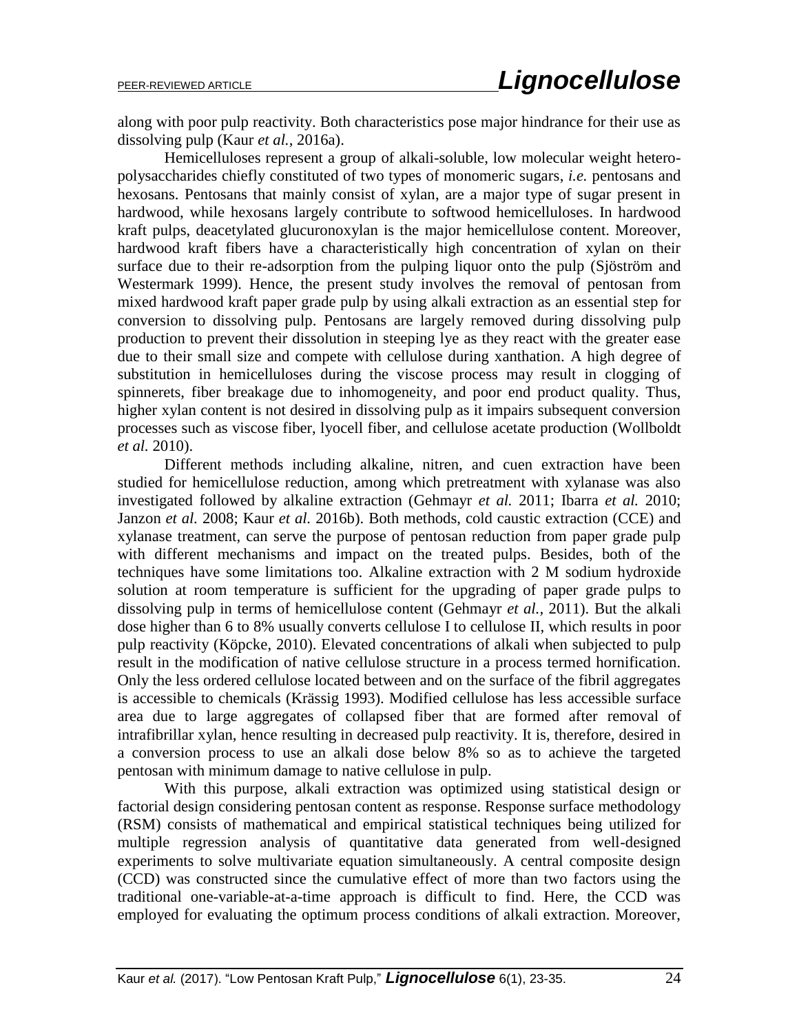along with poor pulp reactivity. Both characteristics pose major hindrance for their use as dissolving pulp (Kaur *et al.,* 2016a).

Hemicelluloses represent a group of alkali-soluble, low molecular weight hetero-polysaccharides chiefly constituted of two types of monomeric sugars, *i.e.* pentosans and hexosans. Pentosans that mainly consist of xylan, are a major type of sugar present in hardwood, while hexosans largely contribute to softwood hemicelluloses. In hardwood kraft pulps, deacetylated glucuronoxylan is the major hemicellulose content. Moreover, hardwood kraft fibers have a characteristically high concentration of xylan on their surface due to their re-adsorption from the pulping liquor onto the pulp (Sjöström and Westermark 1999). Hence, the present study involves the removal of pentosan from mixed hardwood kraft paper grade pulp by using alkali extraction as an essential step for conversion to dissolving pulp. Pentosans are largely removed during dissolving pulp production to prevent their dissolution in steeping lye as they react with the greater ease due to their small size and compete with cellulose during xanthation. A high degree of substitution in hemicelluloses during the viscose process may result in clogging of spinnerets, fiber breakage due to inhomogeneity, and poor end product quality. Thus, higher xylan content is not desired in dissolving pulp as it impairs subsequent conversion processes such as viscose fiber, lyocell fiber, and cellulose acetate production (Wollboldt *et al.* 2010).

Different methods including alkaline, nitren, and cuen extraction have been studied for hemicellulose reduction, among which pretreatment with xylanase was also investigated followed by alkaline extraction (Gehmayr *et al.* 2011; Ibarra *et al.* 2010; Janzon *et al.* 2008; Kaur *et al.* 2016b). Both methods, cold caustic extraction (CCE) and xylanase treatment, can serve the purpose of pentosan reduction from paper grade pulp with different mechanisms and impact on the treated pulps. Besides, both of the techniques have some limitations too. Alkaline extraction with 2 M sodium hydroxide solution at room temperature is sufficient for the upgrading of paper grade pulps to dissolving pulp in terms of hemicellulose content (Gehmayr *et al.,* 2011). But the alkali dose higher than 6 to 8% usually converts cellulose I to cellulose II, which results in poor pulp reactivity (Köpcke, 2010). Elevated concentrations of alkali when subjected to pulp result in the modification of native cellulose structure in a process termed hornification. Only the less ordered cellulose located between and on the surface of the fibril aggregates is accessible to chemicals (Krässig 1993). Modified cellulose has less accessible surface area due to large aggregates of collapsed fiber that are formed after removal of intrafibrillar xylan, hence resulting in decreased pulp reactivity. It is, therefore, desired in a conversion process to use an alkali dose below 8% so as to achieve the targeted pentosan with minimum damage to native cellulose in pulp.

With this purpose, alkali extraction was optimized using statistical design or factorial design considering pentosan content as response. Response surface methodology (RSM) consists of mathematical and empirical statistical techniques being utilized for multiple regression analysis of quantitative data generated from well-designed experiments to solve multivariate equation simultaneously. A central composite design (CCD) was constructed since the cumulative effect of more than two factors using the traditional one-variable-at-a-time approach is difficult to find. Here, the CCD was employed for evaluating the optimum process conditions of alkali extraction. Moreover,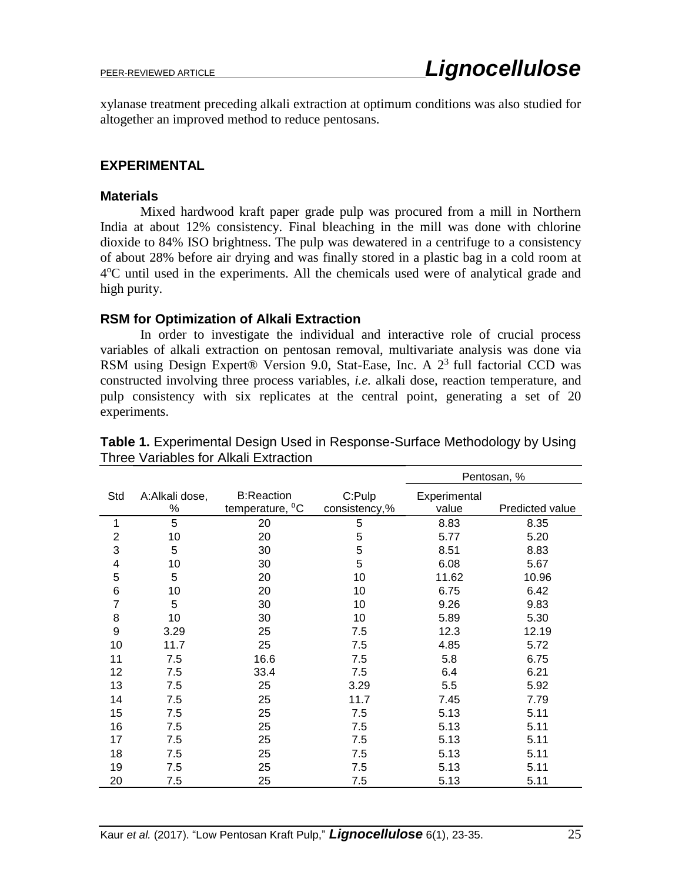xylanase treatment preceding alkali extraction at optimum conditions was also studied for altogether an improved method to reduce pentosans.

## EXPERIMENTAL

### Materials

Mixed hardwood kraft paper grade pulp was procured from a mill in Northern India at about 12% consistency. Final bleaching in the mill was done with chlorine dioxide to 84% ISO brightness. The pulp was dewatered in a centrifuge to a consistency of about 28% before air drying and was finally stored in a plastic bag in a cold room at 4°C until used in the experiments. All the chemicals used were of analytical grade and high purity.

### RSM for Optimization of Alkali Extraction

In order to investigate the individual and interactive role of crucial process variables of alkali extraction on pentosan removal, multivariate analysis was done via RSM using Design Expert® Version 9.0, Stat-Ease, Inc. A $2^3$ full factorial CCD was constructed involving three process variables, *i.e.* alkali dose, reaction temperature, and pulp consistency with six replicates at the central point, generating a set of 20 experiments.

**Table 1.** Experimental Design Used in Response-Surface Methodology by Using Three Variables for Alkali Extraction

| Std | A:Alkali dose, % | B:Reaction temperature, °C | C:Pulp consistency,% | Pentosan, % | |
|---|---|---|---|---|---|
| | | | | Experimental value | Predicted value |
| 1 | 5 | 20 | 5 | 8.83 | 8.35 |
| 2 | 10 | 20 | 5 | 5.77 | 5.20 |
| 3 | 5 | 30 | 5 | 8.51 | 8.83 |
| 4 | 10 | 30 | 5 | 6.08 | 5.67 |
| 5 | 5 | 20 | 10 | 11.62 | 10.96 |
| 6 | 10 | 20 | 10 | 6.75 | 6.42 |
| 7 | 5 | 30 | 10 | 9.26 | 9.83 |
| 8 | 10 | 30 | 10 | 5.89 | 5.30 |
| 9 | 3.29 | 25 | 7.5 | 12.3 | 12.19 |
| 10 | 11.7 | 25 | 7.5 | 4.85 | 5.72 |
| 11 | 7.5 | 16.6 | 7.5 | 5.8 | 6.75 |
| 12 | 7.5 | 33.4 | 7.5 | 6.4 | 6.21 |
| 13 | 7.5 | 25 | 3.29 | 5.5 | 5.92 |
| 14 | 7.5 | 25 | 11.7 | 7.45 | 7.79 |
| 15 | 7.5 | 25 | 7.5 | 5.13 | 5.11 |
| 16 | 7.5 | 25 | 7.5 | 5.13 | 5.11 |
| 17 | 7.5 | 25 | 7.5 | 5.13 | 5.11 |
| 18 | 7.5 | 25 | 7.5 | 5.13 | 5.11 |
| 19 | 7.5 | 25 | 7.5 | 5.13 | 5.11 |
| 20 | 7.5 | 25 | 7.5 | 5.13 | 5.11 |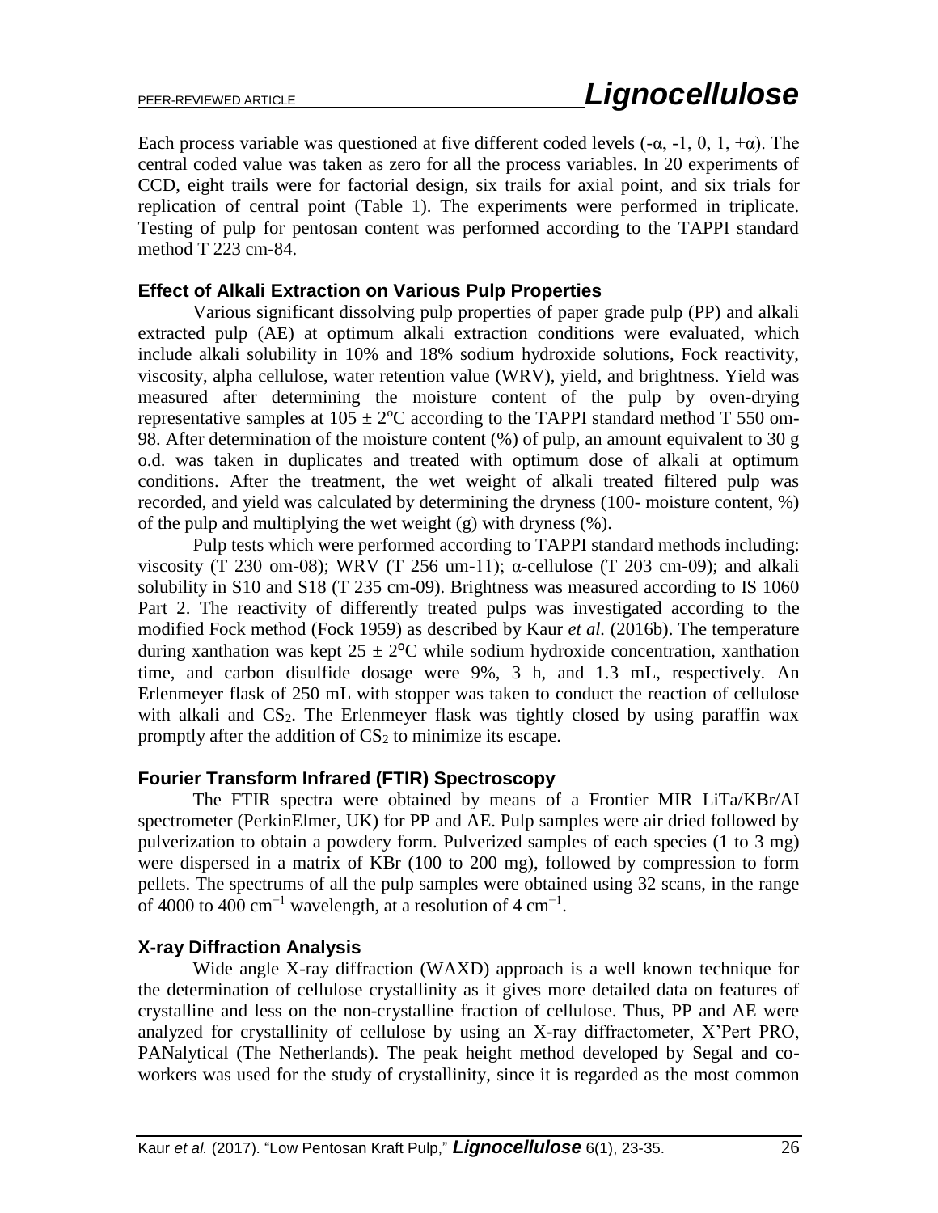Each process variable was questioned at five different coded levels (-α, -1, 0, 1, +α). The central coded value was taken as zero for all the process variables. In 20 experiments of CCD, eight trails were for factorial design, six trails for axial point, and six trials for replication of central point (Table 1). The experiments were performed in triplicate. Testing of pulp for pentosan content was performed according to the TAPPI standard method T 223 cm-84.

### Effect of Alkali Extraction on Various Pulp Properties

Various significant dissolving pulp properties of paper grade pulp (PP) and alkali extracted pulp (AE) at optimum alkali extraction conditions were evaluated, which include alkali solubility in 10% and 18% sodium hydroxide solutions, Fock reactivity, viscosity, alpha cellulose, water retention value (WRV), yield, and brightness. Yield was measured after determining the moisture content of the pulp by oven-drying representative samples at $105 \pm 2^{o}C$ according to the TAPPI standard method T 550 om-98. After determination of the moisture content (%) of pulp, an amount equivalent to 30 g o.d. was taken in duplicates and treated with optimum dose of alkali at optimum conditions. After the treatment, the wet weight of alkali treated filtered pulp was recorded, and yield was calculated by determining the dryness (100- moisture content, %) of the pulp and multiplying the wet weight (g) with dryness (%).

Pulp tests which were performed according to TAPPI standard methods including: viscosity (T 230 om-08); WRV (T 256 um-11); α-cellulose (T 203 cm-09); and alkali solubility in S10 and S18 (T 235 cm-09). Brightness was measured according to IS 1060 Part 2. The reactivity of differently treated pulps was investigated according to the modified Fock method (Fock 1959) as described by Kaur *et al.* (2016b). The temperature during xanthation was kept $25 \pm 2^{o}C$ while sodium hydroxide concentration, xanthation time, and carbon disulfide dosage were 9%, 3 h, and 1.3 mL, respectively. An Erlenmeyer flask of 250 mL with stopper was taken to conduct the reaction of cellulose with alkali and $CS_2$. The Erlenmeyer flask was tightly closed by using paraffin wax promptly after the addition of $CS_2$ to minimize its escape.

### Fourier Transform Infrared (FTIR) Spectroscopy

The FTIR spectra were obtained by means of a Frontier MIR LiTa/KBr/AI spectrometer (PerkinElmer, UK) for PP and AE. Pulp samples were air dried followed by pulverization to obtain a powdery form. Pulverized samples of each species (1 to 3 mg) were dispersed in a matrix of KBr (100 to 200 mg), followed by compression to form pellets. The spectrums of all the pulp samples were obtained using 32 scans, in the range of 4000 to 400 $cm^{-1}$ wavelength, at a resolution of 4 $cm^{-1}$.

### X-ray Diffraction Analysis

Wide angle X-ray diffraction (WAXD) approach is a well known technique for the determination of cellulose crystallinity as it gives more detailed data on features of crystalline and less on the non-crystalline fraction of cellulose. Thus, PP and AE were analyzed for crystallinity of cellulose by using an X-ray diffractometer, X'Pert PRO, PANalytical (The Netherlands). The peak height method developed by Segal and co-workers was used for the study of crystallinity, since it is regarded as the most common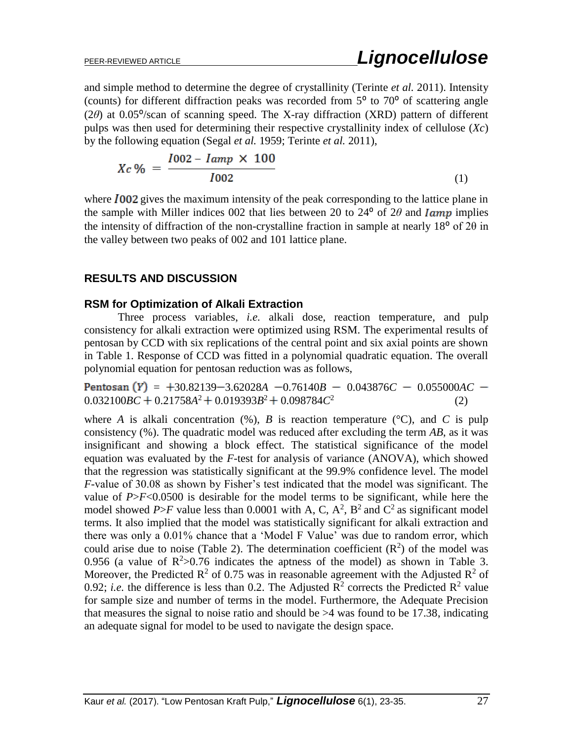and simple method to determine the degree of crystallinity (Terinte *et al.* 2011). Intensity (counts) for different diffraction peaks was recorded from 5° to 70° of scattering angle ($2\theta$) at 0.05°/scan of scanning speed. The X-ray diffraction (XRD) pattern of different pulps was then used for determining their respective crystallinity index of cellulose ($Xc$) by the following equation (Segal *et al.* 1959; Terinte *et al.* 2011),

$$Xc\,\% = \frac{I002 - Iamp \times 100}{I002} \tag{1}$$

where $I002$ gives the maximum intensity of the peak corresponding to the lattice plane in the sample with Miller indices 002 that lies between 20 to 24° of $2\theta$ and $Iamp$ implies the intensity of diffraction of the non-crystalline fraction in sample at nearly 18° of $2\theta$ in the valley between two peaks of 002 and 101 lattice plane.

## RESULTS AND DISCUSSION

### RSM for Optimization of Alkali Extraction

Three process variables, *i.e.* alkali dose, reaction temperature, and pulp consistency for alkali extraction were optimized using RSM. The experimental results of pentosan by CCD with six replications of the central point and six axial points are shown in Table 1. Response of CCD was fitted in a polynomial quadratic equation. The overall polynomial equation for pentosan reduction was as follows,

$$\text{Pentosan } (Y) = +30.82139 - 3.62028A - 0.76140B - 0.043876C - 0.055000AC - 0.032100BC + 0.21758A^2 + 0.019393B^2 + 0.098784C^2 \tag{2}$$

where $A$ is alkali concentration (%), $B$ is reaction temperature (°C), and $C$ is pulp consistency (%). The quadratic model was reduced after excluding the term $AB$, as it was insignificant and showing a block effect. The statistical significance of the model equation was evaluated by the $F$-test for analysis of variance (ANOVA), which showed that the regression was statistically significant at the 99.9% confidence level. The model $F$-value of 30.08 as shown by Fisher's test indicated that the model was significant. The value of $P>F<0.0500$ is desirable for the model terms to be significant, while here the model showed $P>F$ value less than 0.0001 with A, C, $A^2$, $B^2$ and $C^2$ as significant model terms. It also implied that the model was statistically significant for alkali extraction and there was only a 0.01% chance that a 'Model F Value' was due to random error, which could arise due to noise (Table 2). The determination coefficient ($R^2$) of the model was 0.956 (a value of $R^2>0.76$ indicates the aptness of the model) as shown in Table 3. Moreover, the Predicted $R^2$ of 0.75 was in reasonable agreement with the Adjusted $R^2$ of 0.92; *i.e.* the difference is less than 0.2. The Adjusted $R^2$ corrects the Predicted $R^2$ value for sample size and number of terms in the model. Furthermore, the Adequate Precision that measures the signal to noise ratio and should be >4 was found to be 17.38, indicating an adequate signal for model to be used to navigate the design space.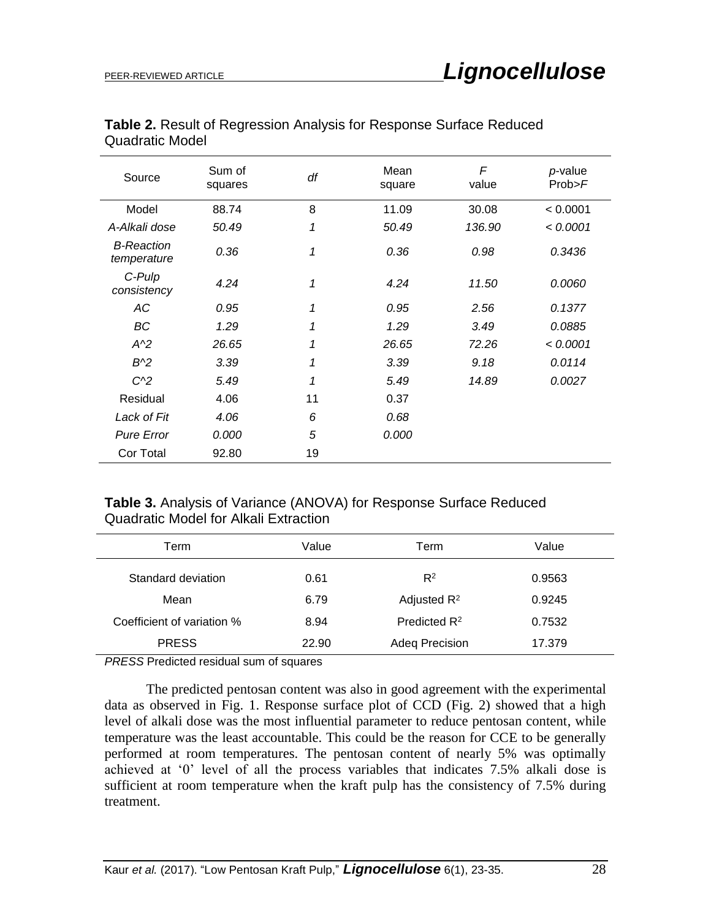**Table 2.** Result of Regression Analysis for Response Surface Reduced Quadratic Model

| Source | Sum of squares | *df* | Mean square | *F* value | *p*-value Prob>*F* |
|---|---|---|---|---|---|
| Model | 88.74 | 8 | 11.09 | 30.08 | < 0.0001 |
| *A-Alkali dose* | *50.49* | *1* | *50.49* | *136.90* | *< 0.0001* |
| *B-Reaction temperature* | *0.36* | *1* | *0.36* | *0.98* | *0.3436* |
| *C-Pulp consistency* | *4.24* | *1* | *4.24* | *11.50* | *0.0060* |
| *AC* | *0.95* | *1* | *0.95* | *2.56* | *0.1377* |
| *BC* | *1.29* | *1* | *1.29* | *3.49* | *0.0885* |
| *A^2* | *26.65* | *1* | *26.65* | *72.26* | *< 0.0001* |
| *B^2* | *3.39* | *1* | *3.39* | *9.18* | *0.0114* |
| *C^2* | *5.49* | *1* | *5.49* | *14.89* | *0.0027* |
| Residual | 4.06 | 11 | 0.37 | | |
| *Lack of Fit* | *4.06* | *6* | *0.68* | | |
| *Pure Error* | *0.000* | *5* | *0.000* | | |
| Cor Total | 92.80 | 19 | | | |

**Table 3.** Analysis of Variance (ANOVA) for Response Surface Reduced Quadratic Model for Alkali Extraction

| Term | Value | Term | Value |
|---|---|---|---|
| Standard deviation | 0.61 | $R^2$ | 0.9563 |
| Mean | 6.79 | Adjusted $R^2$ | 0.9245 |
| Coefficient of variation % | 8.94 | Predicted $R^2$ | 0.7532 |
| PRESS | 22.90 | Adeq Precision | 17.379 |

*PRESS* Predicted residual sum of squares

The predicted pentosan content was also in good agreement with the experimental data as observed in Fig. 1. Response surface plot of CCD (Fig. 2) showed that a high level of alkali dose was the most influential parameter to reduce pentosan content, while temperature was the least accountable. This could be the reason for CCE to be generally performed at room temperatures. The pentosan content of nearly 5% was optimally achieved at '0' level of all the process variables that indicates 7.5% alkali dose is sufficient at room temperature when the kraft pulp has the consistency of 7.5% during treatment.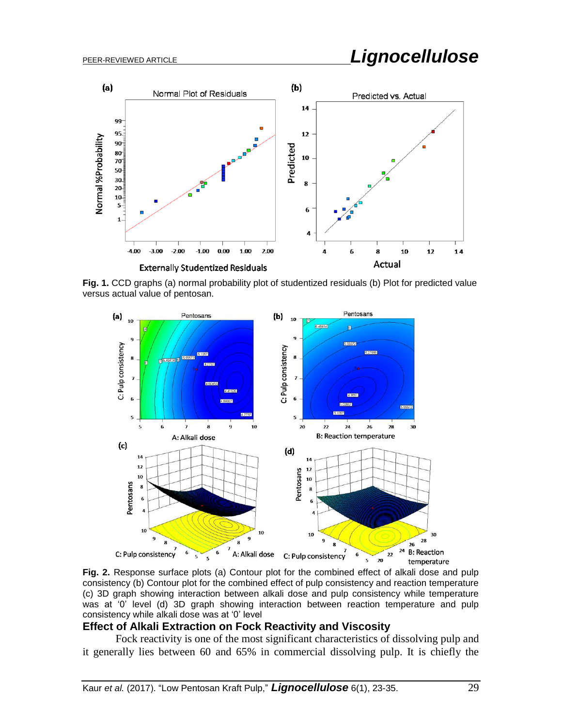**Fig. 1.** CCD graphs (a) normal probability plot of studentized residuals (b) Plot for predicted value versus actual value of pentosan.

**Fig. 2.** Response surface plots (a) Contour plot for the combined effect of alkali dose and pulp consistency (b) Contour plot for the combined effect of pulp consistency and reaction temperature (c) 3D graph showing interaction between alkali dose and pulp consistency while temperature was at '0' level (d) 3D graph showing interaction between reaction temperature and pulp consistency while alkali dose was at '0' level

## Effect of Alkali Extraction on Fock Reactivity and Viscosity

Fock reactivity is one of the most significant characteristics of dissolving pulp and it generally lies between 60 and 65% in commercial dissolving pulp. It is chiefly the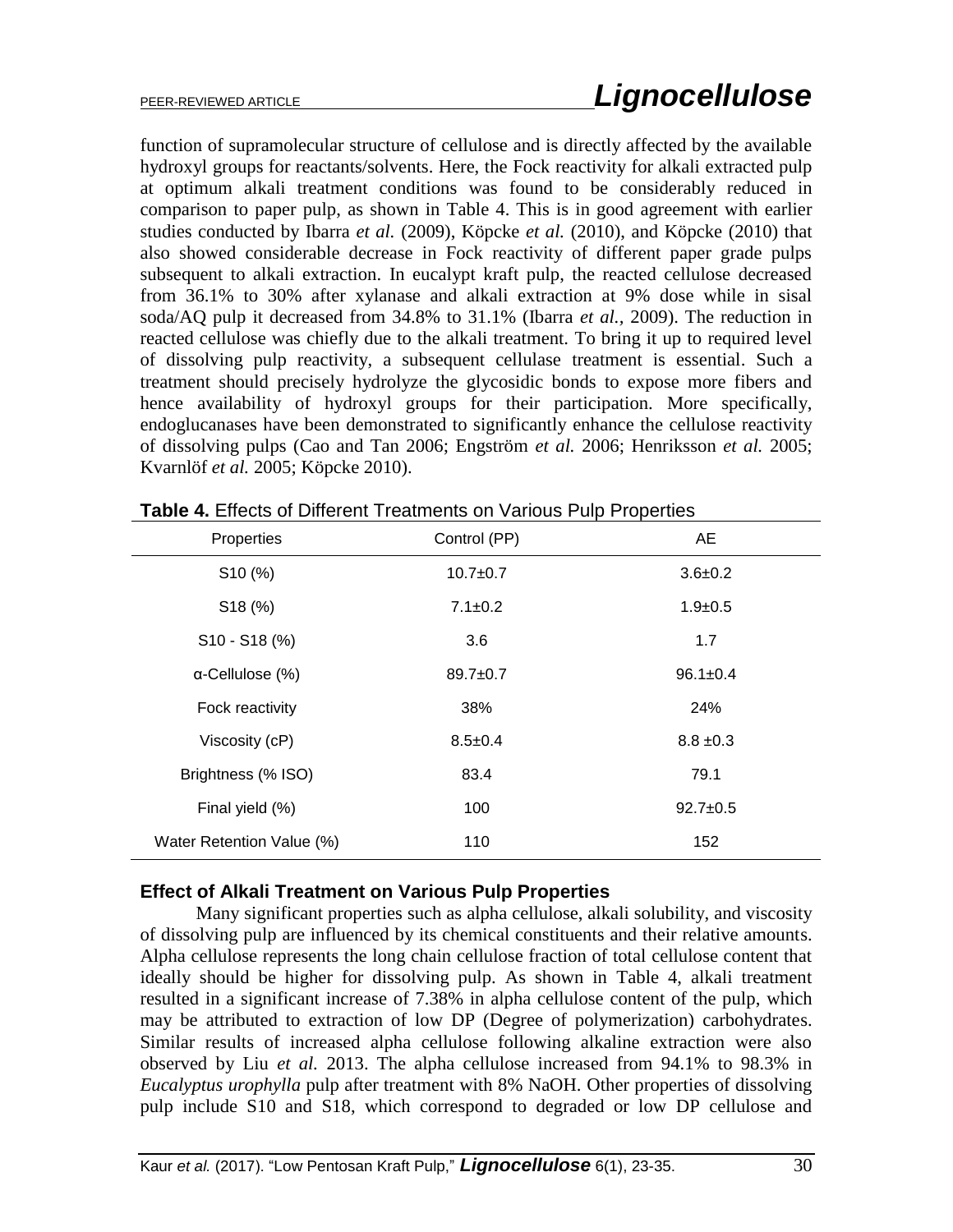function of supramolecular structure of cellulose and is directly affected by the available hydroxyl groups for reactants/solvents. Here, the Fock reactivity for alkali extracted pulp at optimum alkali treatment conditions was found to be considerably reduced in comparison to paper pulp, as shown in Table 4. This is in good agreement with earlier studies conducted by Ibarra *et al.* (2009), Köpcke *et al.* (2010), and Köpcke (2010) that also showed considerable decrease in Fock reactivity of different paper grade pulps subsequent to alkali extraction. In eucalypt kraft pulp, the reacted cellulose decreased from 36.1% to 30% after xylanase and alkali extraction at 9% dose while in sisal soda/AQ pulp it decreased from 34.8% to 31.1% (Ibarra *et al.,* 2009). The reduction in reacted cellulose was chiefly due to the alkali treatment. To bring it up to required level of dissolving pulp reactivity, a subsequent cellulase treatment is essential. Such a treatment should precisely hydrolyze the glycosidic bonds to expose more fibers and hence availability of hydroxyl groups for their participation. More specifically, endoglucanases have been demonstrated to significantly enhance the cellulose reactivity of dissolving pulps (Cao and Tan 2006; Engström *et al.* 2006; Henriksson *et al.* 2005; Kvarnlöf *et al.* 2005; Köpcke 2010).

**Table 4.** Effects of Different Treatments on Various Pulp Properties

| Properties | Control (PP) | AE |
|---|---|---|
| S10 (%) | 10.7±0.7 | 3.6±0.2 |
| S18 (%) | 7.1±0.2 | 1.9±0.5 |
| S10 - S18 (%) | 3.6 | 1.7 |
| α-Cellulose (%) | 89.7±0.7 | 96.1±0.4 |
| Fock reactivity | 38% | 24% |
| Viscosity (cP) | 8.5±0.4 | 8.8 ±0.3 |
| Brightness (% ISO) | 83.4 | 79.1 |
| Final yield (%) | 100 | 92.7±0.5 |
| Water Retention Value (%) | 110 | 152 |

### Effect of Alkali Treatment on Various Pulp Properties

Many significant properties such as alpha cellulose, alkali solubility, and viscosity of dissolving pulp are influenced by its chemical constituents and their relative amounts. Alpha cellulose represents the long chain cellulose fraction of total cellulose content that ideally should be higher for dissolving pulp. As shown in Table 4, alkali treatment resulted in a significant increase of 7.38% in alpha cellulose content of the pulp, which may be attributed to extraction of low DP (Degree of polymerization) carbohydrates. Similar results of increased alpha cellulose following alkaline extraction were also observed by Liu *et al.* 2013. The alpha cellulose increased from 94.1% to 98.3% in *Eucalyptus urophylla* pulp after treatment with 8% NaOH. Other properties of dissolving pulp include S10 and S18, which correspond to degraded or low DP cellulose and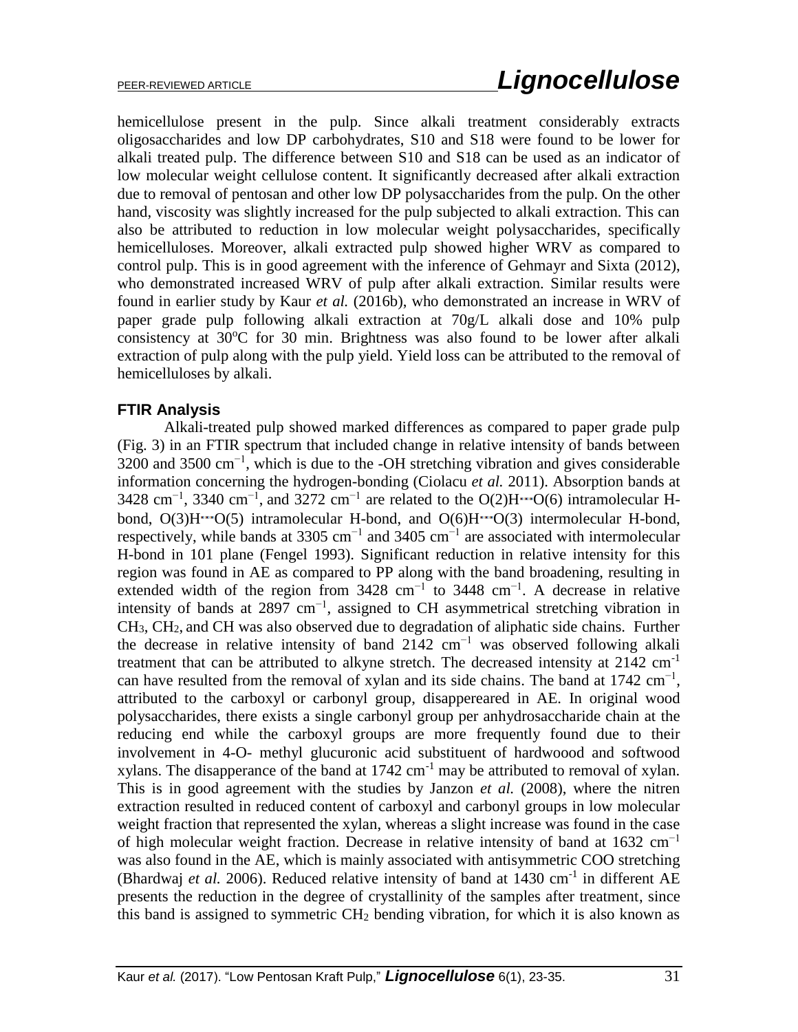hemicellulose present in the pulp. Since alkali treatment considerably extracts oligosaccharides and low DP carbohydrates, S10 and S18 were found to be lower for alkali treated pulp. The difference between S10 and S18 can be used as an indicator of low molecular weight cellulose content. It significantly decreased after alkali extraction due to removal of pentosan and other low DP polysaccharides from the pulp. On the other hand, viscosity was slightly increased for the pulp subjected to alkali extraction. This can also be attributed to reduction in low molecular weight polysaccharides, specifically hemicelluloses. Moreover, alkali extracted pulp showed higher WRV as compared to control pulp. This is in good agreement with the inference of Gehmayr and Sixta (2012), who demonstrated increased WRV of pulp after alkali extraction. Similar results were found in earlier study by Kaur *et al.* (2016b), who demonstrated an increase in WRV of paper grade pulp following alkali extraction at 70g/L alkali dose and 10% pulp consistency at 30$^o$C for 30 min. Brightness was also found to be lower after alkali extraction of pulp along with the pulp yield. Yield loss can be attributed to the removal of hemicelluloses by alkali.

### FTIR Analysis

Alkali-treated pulp showed marked differences as compared to paper grade pulp (Fig. 3) in an FTIR spectrum that included change in relative intensity of bands between 3200 and 3500 cm$^{-1}$, which is due to the -OH stretching vibration and gives considerable information concerning the hydrogen-bonding (Ciolacu *et al.* 2011). Absorption bands at 3428 cm$^{-1}$, 3340 cm$^{-1}$, and 3272 cm$^{-1}$ are related to the O(2)H···O(6) intramolecular H-bond, O(3)H···O(5) intramolecular H-bond, and O(6)H···O(3) intermolecular H-bond, respectively, while bands at 3305 cm$^{-1}$ and 3405 cm$^{-1}$ are associated with intermolecular H-bond in 101 plane (Fengel 1993). Significant reduction in relative intensity for this region was found in AE as compared to PP along with the band broadening, resulting in extended width of the region from 3428 cm$^{-1}$ to 3448 cm$^{-1}$. A decrease in relative intensity of bands at 2897 cm$^{-1}$, assigned to CH asymmetrical stretching vibration in $CH_3$, $CH_2$, and CH was also observed due to degradation of aliphatic side chains. Further the decrease in relative intensity of band 2142 cm$^{-1}$ was observed following alkali treatment that can be attributed to alkyne stretch. The decreased intensity at 2142 cm$^{-1}$ can have resulted from the removal of xylan and its side chains. The band at 1742 cm$^{-1}$, attributed to the carboxyl or carbonyl group, disappereared in AE. In original wood polysaccharides, there exists a single carbonyl group per anhydrosaccharide chain at the reducing end while the carboxyl groups are more frequently found due to their involvement in 4-O- methyl glucuronic acid substituent of hardwoood and softwood xylans. The disapperance of the band at 1742 cm$^{-1}$ may be attributed to removal of xylan. This is in good agreement with the studies by Janzon *et al.* (2008), where the nitren extraction resulted in reduced content of carboxyl and carbonyl groups in low molecular weight fraction that represented the xylan, whereas a slight increase was found in the case of high molecular weight fraction. Decrease in relative intensity of band at 1632 cm$^{-1}$ was also found in the AE, which is mainly associated with antisymmetric COO stretching (Bhardwaj *et al.* 2006). Reduced relative intensity of band at 1430 cm$^{-1}$ in different AE presents the reduction in the degree of crystallinity of the samples after treatment, since this band is assigned to symmetric $CH_2$ bending vibration, for which it is also known as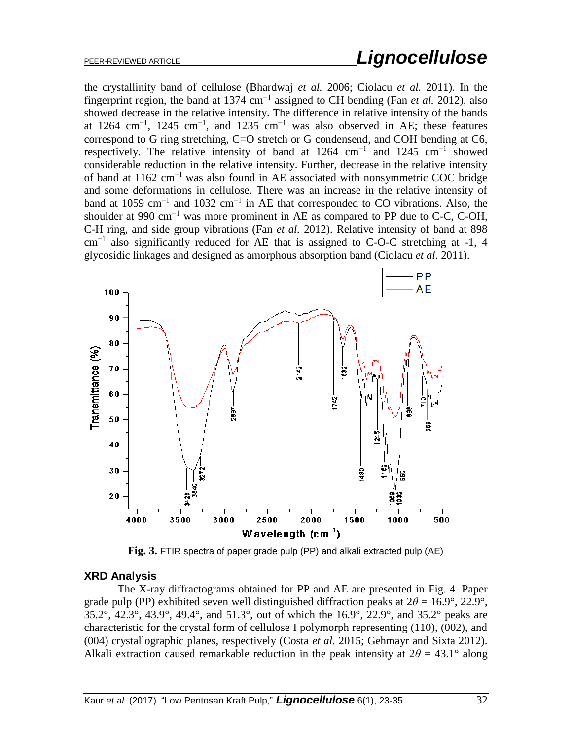the crystallinity band of cellulose (Bhardwaj *et al.* 2006; Ciolacu *et al.* 2011). In the fingerprint region, the band at 1374 $cm^{-1}$ assigned to CH bending (Fan *et al.* 2012), also showed decrease in the relative intensity. The difference in relative intensity of the bands at 1264 $cm^{-1}$, 1245 $cm^{-1}$, and 1235 $cm^{-1}$ was also observed in AE; these features correspond to G ring stretching, C=O stretch or G condensend, and COH bending at C6, respectively. The relative intensity of band at 1264 $cm^{-1}$ and 1245 $cm^{-1}$ showed considerable reduction in the relative intensity. Further, decrease in the relative intensity of band at 1162 $cm^{-1}$ was also found in AE associated with nonsymmetric COC bridge and some deformations in cellulose. There was an increase in the relative intensity of band at 1059 $cm^{-1}$ and 1032 $cm^{-1}$ in AE that corresponded to CO vibrations. Also, the shoulder at 990 $cm^{-1}$ was more prominent in AE as compared to PP due to C-C, C-OH, C-H ring, and side group vibrations (Fan *et al.* 2012). Relative intensity of band at 898 $cm^{-1}$ also significantly reduced for AE that is assigned to C-O-C stretching at -1, 4 glycosidic linkages and designed as amorphous absorption band (Ciolacu *et al.* 2011).

**Fig. 3.** FTIR spectra of paper grade pulp (PP) and alkali extracted pulp (AE)

## XRD Analysis

The X-ray diffractograms obtained for PP and AE are presented in Fig. 4. Paper grade pulp (PP) exhibited seven well distinguished diffraction peaks at $2\theta$ = 16.9°, 22.9°, 35.2°, 42.3°, 43.9°, 49.4°, and 51.3°, out of which the 16.9°, 22.9°, and 35.2° peaks are characteristic for the crystal form of cellulose I polymorph representing (110), (002), and (004) crystallographic planes, respectively (Costa *et al.* 2015; Gehmayr and Sixta 2012). Alkali extraction caused remarkable reduction in the peak intensity at $2\theta$ = 43.1° along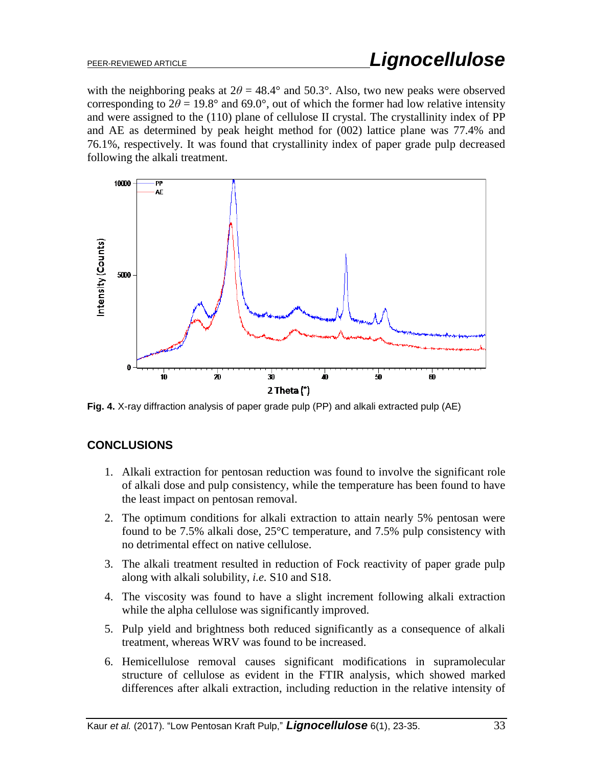with the neighboring peaks at $2\theta$ = 48.4° and 50.3°. Also, two new peaks were observed corresponding to $2\theta$ = 19.8° and 69.0°, out of which the former had low relative intensity and were assigned to the (110) plane of cellulose II crystal. The crystallinity index of PP and AE as determined by peak height method for (002) lattice plane was 77.4% and 76.1%, respectively. It was found that crystallinity index of paper grade pulp decreased following the alkali treatment.

**Fig. 4.** X-ray diffraction analysis of paper grade pulp (PP) and alkali extracted pulp (AE)

## CONCLUSIONS

1. Alkali extraction for pentosan reduction was found to involve the significant role of alkali dose and pulp consistency, while the temperature has been found to have the least impact on pentosan removal.
2. The optimum conditions for alkali extraction to attain nearly 5% pentosan were found to be 7.5% alkali dose, 25°C temperature, and 7.5% pulp consistency with no detrimental effect on native cellulose.
3. The alkali treatment resulted in reduction of Fock reactivity of paper grade pulp along with alkali solubility, *i.e.* S10 and S18.
4. The viscosity was found to have a slight increment following alkali extraction while the alpha cellulose was significantly improved.
5. Pulp yield and brightness both reduced significantly as a consequence of alkali treatment, whereas WRV was found to be increased.
6. Hemicellulose removal causes significant modifications in supramolecular structure of cellulose as evident in the FTIR analysis, which showed marked differences after alkali extraction, including reduction in the relative intensity of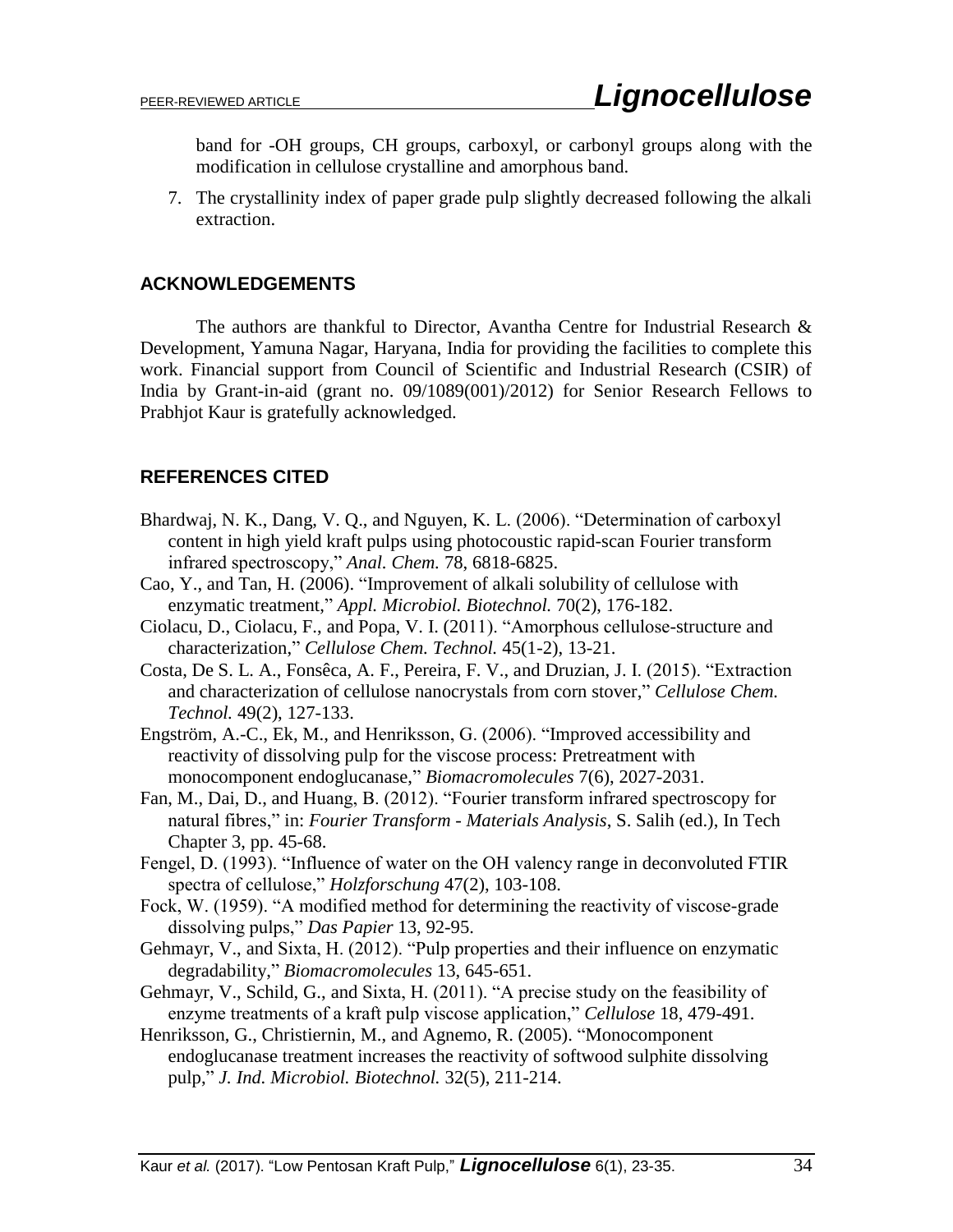band for -OH groups, CH groups, carboxyl, or carbonyl groups along with the modification in cellulose crystalline and amorphous band.

7. The crystallinity index of paper grade pulp slightly decreased following the alkali extraction.

## ACKNOWLEDGEMENTS

The authors are thankful to Director, Avantha Centre for Industrial Research & Development, Yamuna Nagar, Haryana, India for providing the facilities to complete this work. Financial support from Council of Scientific and Industrial Research (CSIR) of India by Grant-in-aid (grant no. 09/1089(001)/2012) for Senior Research Fellows to Prabhjot Kaur is gratefully acknowledged.

## REFERENCES CITED

Bhardwaj, N. K., Dang, V. Q., and Nguyen, K. L. (2006). "Determination of carboxyl content in high yield kraft pulps using photocoustic rapid-scan Fourier transform infrared spectroscopy," *Anal. Chem.* 78, 6818-6825.

Cao, Y., and Tan, H. (2006). "Improvement of alkali solubility of cellulose with enzymatic treatment," *Appl. Microbiol. Biotechnol.* 70(2), 176-182.

Ciolacu, D., Ciolacu, F., and Popa, V. I. (2011). "Amorphous cellulose-structure and characterization," *Cellulose Chem. Technol.* 45(1-2), 13-21.

Costa, De S. L. A., Fonsêca, A. F., Pereira, F. V., and Druzian, J. I. (2015). "Extraction and characterization of cellulose nanocrystals from corn stover," *Cellulose Chem. Technol.* 49(2), 127-133.

Engström, A.-C., Ek, M., and Henriksson, G. (2006). "Improved accessibility and reactivity of dissolving pulp for the viscose process: Pretreatment with monocomponent endoglucanase," *Biomacromolecules* 7(6), 2027-2031.

Fan, M., Dai, D., and Huang, B. (2012). "Fourier transform infrared spectroscopy for natural fibres," in: *Fourier Transform - Materials Analysis*, S. Salih (ed.), In Tech Chapter 3, pp. 45-68.

Fengel, D. (1993). "Influence of water on the OH valency range in deconvoluted FTIR spectra of cellulose," *Holzforschung* 47(2), 103-108.

Fock, W. (1959). "A modified method for determining the reactivity of viscose-grade dissolving pulps," *Das Papier* 13, 92-95.

Gehmayr, V., and Sixta, H. (2012). "Pulp properties and their influence on enzymatic degradability," *Biomacromolecules* 13, 645-651.

Gehmayr, V., Schild, G., and Sixta, H. (2011). "A precise study on the feasibility of enzyme treatments of a kraft pulp viscose application," *Cellulose* 18, 479-491.

Henriksson, G., Christiernin, M., and Agnemo, R. (2005). "Monocomponent endoglucanase treatment increases the reactivity of softwood sulphite dissolving pulp," *J. Ind. Microbiol. Biotechnol.* 32(5), 211-214.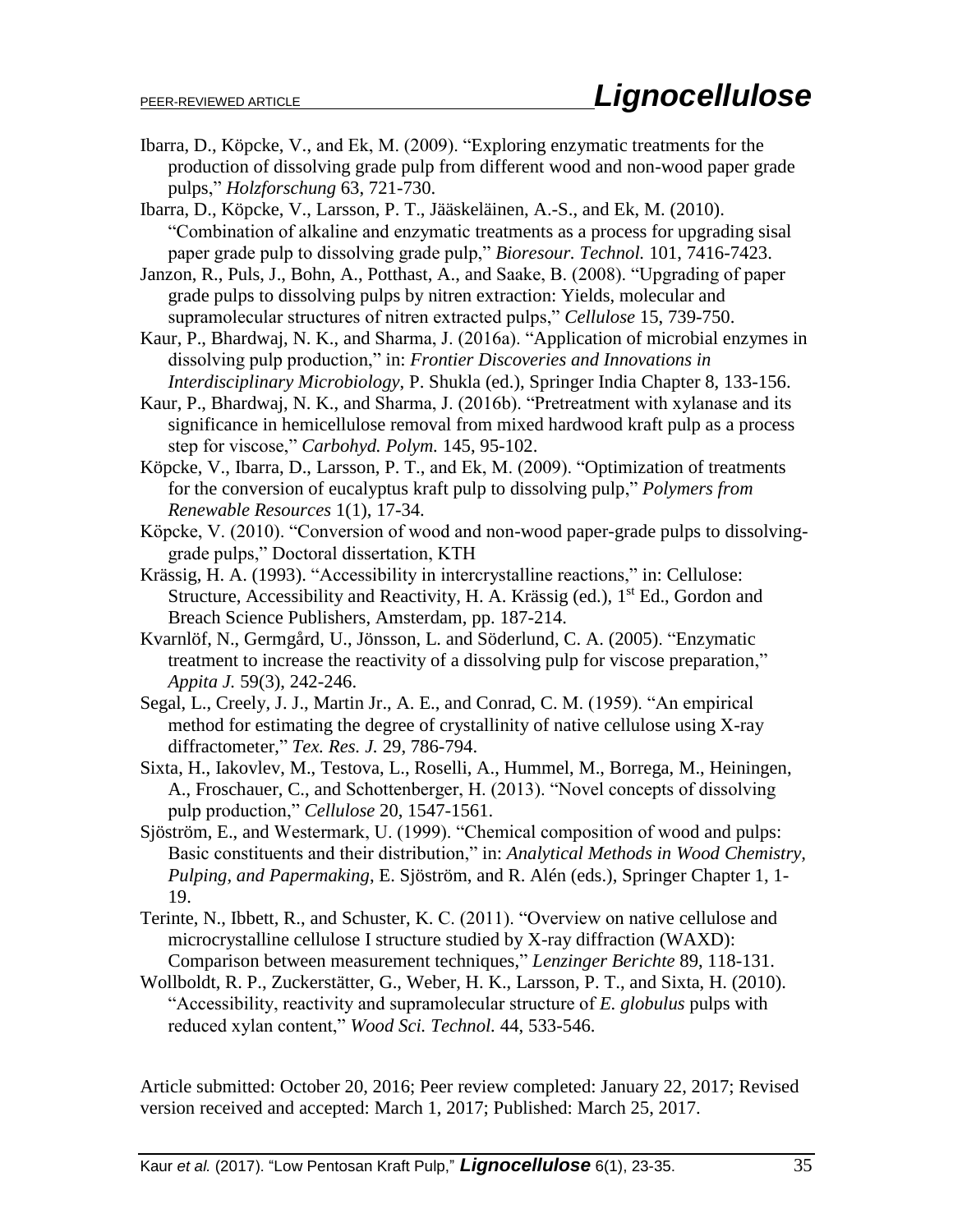Ibarra, D., Köpcke, V., and Ek, M. (2009). "Exploring enzymatic treatments for the production of dissolving grade pulp from different wood and non-wood paper grade pulps," *Holzforschung* 63, 721-730.

Ibarra, D., Köpcke, V., Larsson, P. T., Jääskeläinen, A.-S., and Ek, M. (2010). "Combination of alkaline and enzymatic treatments as a process for upgrading sisal paper grade pulp to dissolving grade pulp," *Bioresour. Technol.* 101, 7416-7423.

Janzon, R., Puls, J., Bohn, A., Potthast, A., and Saake, B. (2008). "Upgrading of paper grade pulps to dissolving pulps by nitren extraction: Yields, molecular and supramolecular structures of nitren extracted pulps," *Cellulose* 15, 739-750.

Kaur, P., Bhardwaj, N. K., and Sharma, J. (2016a). "Application of microbial enzymes in dissolving pulp production," in: *Frontier Discoveries and Innovations in Interdisciplinary Microbiology*, P. Shukla (ed.), Springer India Chapter 8, 133-156.

Kaur, P., Bhardwaj, N. K., and Sharma, J. (2016b). "Pretreatment with xylanase and its significance in hemicellulose removal from mixed hardwood kraft pulp as a process step for viscose," *Carbohyd. Polym.* 145, 95-102.

Köpcke, V., Ibarra, D., Larsson, P. T., and Ek, M. (2009). "Optimization of treatments for the conversion of eucalyptus kraft pulp to dissolving pulp," *Polymers from Renewable Resources* 1(1), 17-34.

Köpcke, V. (2010). "Conversion of wood and non-wood paper-grade pulps to dissolving-grade pulps," Doctoral dissertation, KTH

Krässig, H. A. (1993). "Accessibility in intercrystalline reactions," in: Cellulose: Structure, Accessibility and Reactivity, H. A. Krässig (ed.), 1st Ed., Gordon and Breach Science Publishers, Amsterdam, pp. 187-214.

Kvarnlöf, N., Germgård, U., Jönsson, L. and Söderlund, C. A. (2005). "Enzymatic treatment to increase the reactivity of a dissolving pulp for viscose preparation," *Appita J.* 59(3), 242-246.

Segal, L., Creely, J. J., Martin Jr., A. E., and Conrad, C. M. (1959). "An empirical method for estimating the degree of crystallinity of native cellulose using X-ray diffractometer," *Tex. Res. J.* 29, 786-794.

Sixta, H., Iakovlev, M., Testova, L., Roselli, A., Hummel, M., Borrega, M., Heiningen, A., Froschauer, C., and Schottenberger, H. (2013). "Novel concepts of dissolving pulp production," *Cellulose* 20, 1547-1561.

Sjöström, E., and Westermark, U. (1999). "Chemical composition of wood and pulps: Basic constituents and their distribution," in: *Analytical Methods in Wood Chemistry, Pulping, and Papermaking*, E. Sjöström, and R. Alén (eds.), Springer Chapter 1, 1-19.

Terinte, N., Ibbett, R., and Schuster, K. C. (2011). "Overview on native cellulose and microcrystalline cellulose I structure studied by X-ray diffraction (WAXD): Comparison between measurement techniques," *Lenzinger Berichte* 89, 118-131.

Wollboldt, R. P., Zuckerstätter, G., Weber, H. K., Larsson, P. T., and Sixta, H. (2010). "Accessibility, reactivity and supramolecular structure of *E. globulus* pulps with reduced xylan content," *Wood Sci. Technol.* 44, 533-546.

Article submitted: October 20, 2016; Peer review completed: January 22, 2017; Revised version received and accepted: March 1, 2017; Published: March 25, 2017.